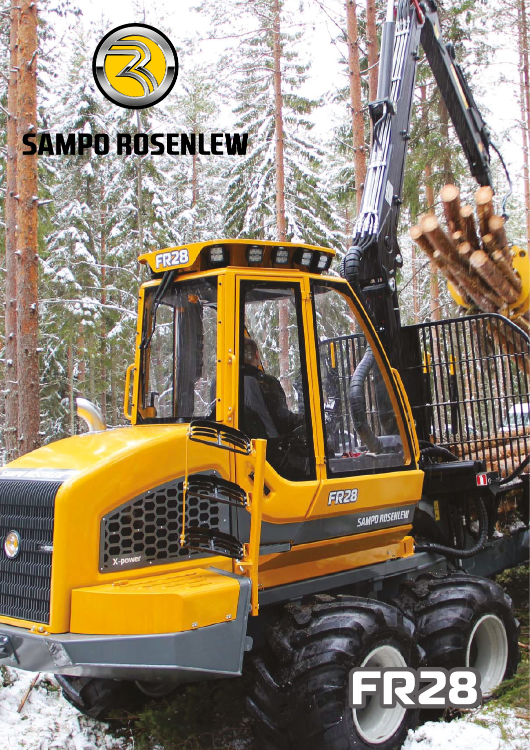# SAMPO ROSENLEW

# FR28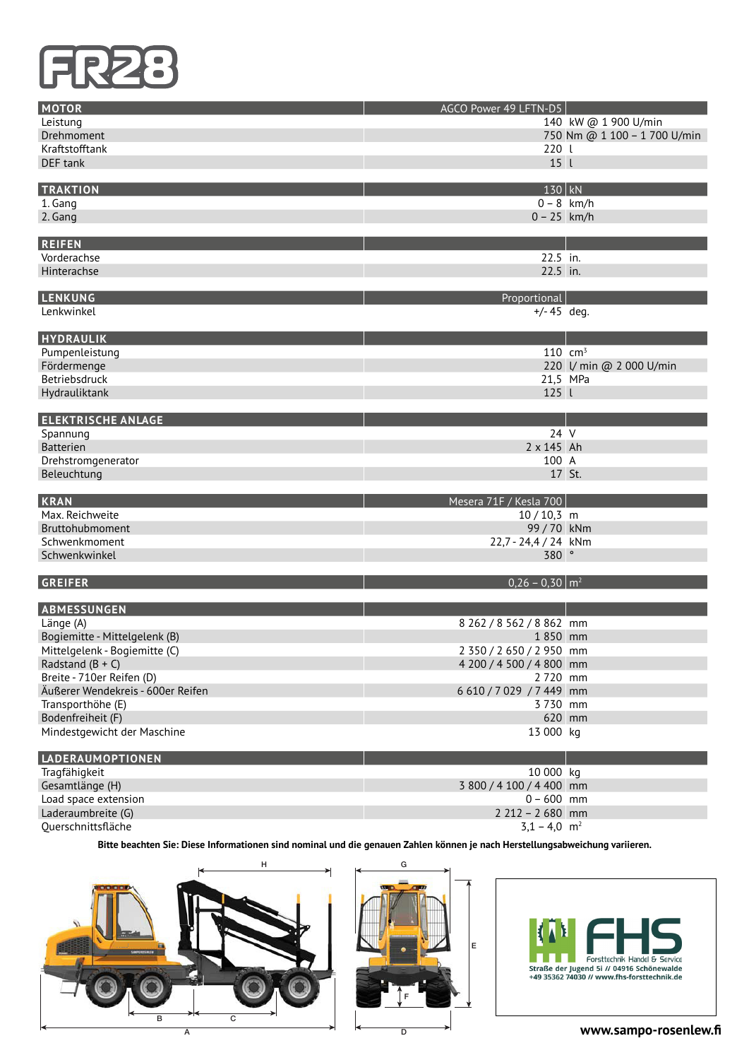# FR28

| MOTOR | AGCO Power 49 LFTN-D5 | |
|---|---|---|
| Leistung | 140 | kW @ 1 900 U/min |
| Drehmoment | 750 | Nm @ 1 100 – 1 700 U/min |
| Kraftstofftank | 220 | l |
| DEF tank | 15 | l |

| TRAKTION | 130 | kN |
|---|---|---|
| 1. Gang | 0 – 8 | km/h |
| 2. Gang | 0 – 25 | km/h |

| REIFEN | | |
|---|---|---|
| Vorderachse | 22.5 | in. |
| Hinterachse | 22.5 | in. |

| LENKUNG | Proportional | |
|---|---|---|
| Lenkwinkel | +/- 45 | deg. |

| HYDRAULIK | | |
|---|---|---|
| Pumpenleistung | 110 | $cm^3$ |
| Fördermenge | 220 | l/ min @ 2 000 U/min |
| Betriebsdruck | 21,5 | MPa |
| Hydrauliktank | 125 | l |

| ELEKTRISCHE ANLAGE | | |
|---|---|---|
| Spannung | 24 | V |
| Batterien | 2 x 145 | Ah |
| Drehstromgenerator | 100 | A |
| Beleuchtung | 17 | St. |

| KRAN | Mesera 71F / Kesla 700 | |
|---|---|---|
| Max. Reichweite | 10 / 10,3 | m |
| Bruttohubmoment | 99 / 70 | kNm |
| Schwenkmoment | 22,7 - 24,4 / 24 | kNm |
| Schwenkwinkel | 380 | ° |

| GREIFER | 0,26 – 0,30 | $m^2$ |
|---|---|---|

| ABMESSUNGEN | | |
|---|---|---|
| Länge (A) | 8 262 / 8 562 / 8 862 | mm |
| Bogiemitte - Mittelgelenk (B) | 1 850 | mm |
| Mittelgelenk - Bogiemitte (C) | 2 350 / 2 650 / 2 950 | mm |
| Radstand (B + C) | 4 200 / 4 500 / 4 800 | mm |
| Breite - 710er Reifen (D) | 2 720 | mm |
| Äußerer Wendekreis - 600er Reifen | 6 610 / 7 029 / 7 449 | mm |
| Transporthöhe (E) | 3 730 | mm |
| Bodenfreiheit (F) | 620 | mm |
| Mindestgewicht der Maschine | 13 000 | kg |

| LADERAUMOPTIONEN | | |
|---|---|---|
| Tragfähigkeit | 10 000 | kg |
| Gesamtlänge (H) | 3 800 / 4 100 / 4 400 | mm |
| Load space extension | 0 – 600 | mm |
| Laderaumbreite (G) | 2 212 – 2 680 | mm |
| Querschnittsfläche | 3,1 – 4,0 | $m^2$ |

**Bitte beachten Sie: Diese Informationen sind nominal und die genauen Zahlen können je nach Herstellungsabweichung variieren.**

H
A
B
C
G
E
F
D

FHS Forsttechnik Handel & Service
Straße der Jugend 5i // 04916 Schönewalde
+49 35362 74030 // www.fhs-forsttechnik.de

**www.sampo-rosenlew.fi**